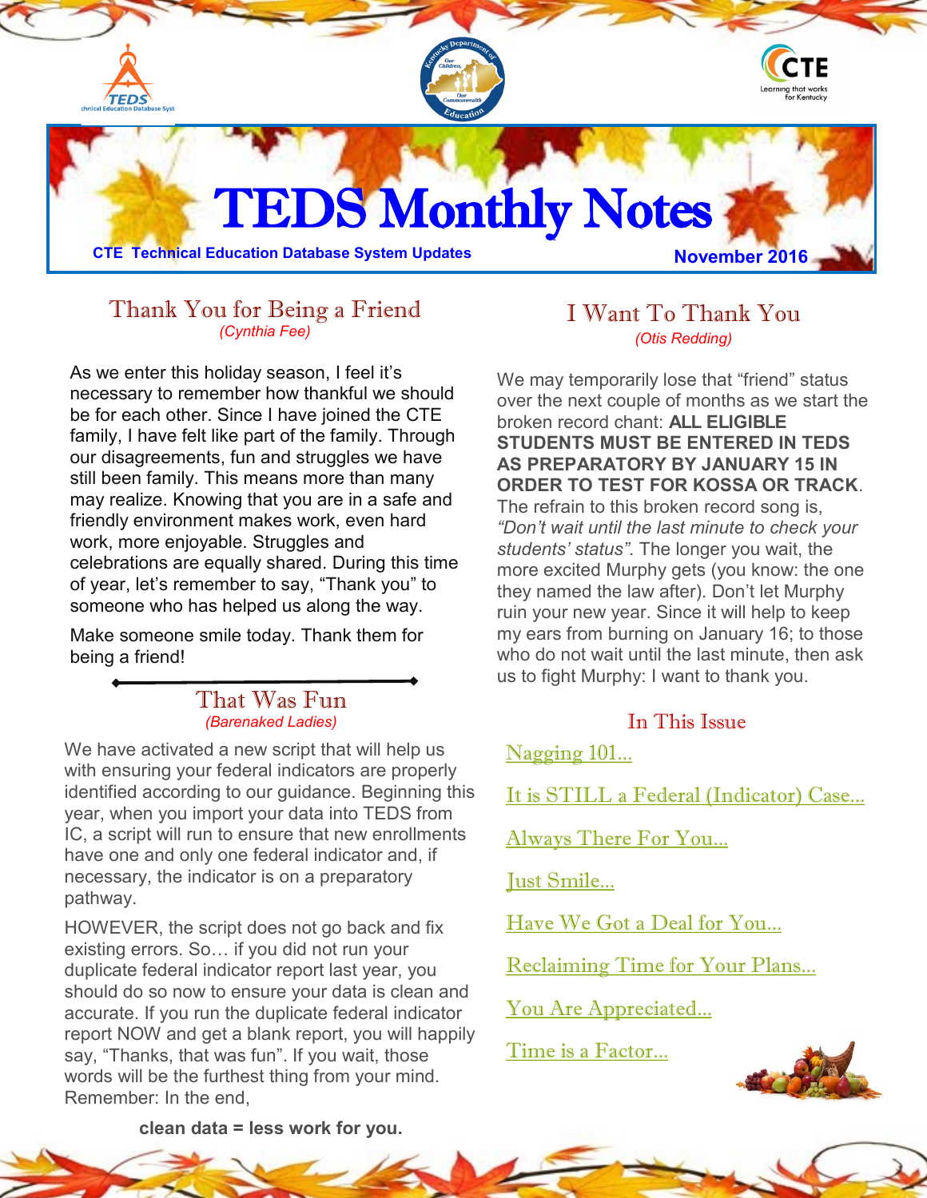# TEDS Monthly Notes

**CTE Technical Education Database System Updates**

**November 2016**

## Thank You for Being a Friend

*(Cynthia Fee)*

As we enter this holiday season, I feel it's necessary to remember how thankful we should be for each other. Since I have joined the CTE family, I have felt like part of the family. Through our disagreements, fun and struggles we have still been family. This means more than many may realize. Knowing that you are in a safe and friendly environment makes work, even hard work, more enjoyable. Struggles and celebrations are equally shared. During this time of year, let's remember to say, "Thank you" to someone who has helped us along the way.

Make someone smile today. Thank them for being a friend!

## That Was Fun

*(Barenaked Ladies)*

We have activated a new script that will help us with ensuring your federal indicators are properly identified according to our guidance. Beginning this year, when you import your data into TEDS from IC, a script will run to ensure that new enrollments have one and only one federal indicator and, if necessary, the indicator is on a preparatory pathway.

HOWEVER, the script does not go back and fix existing errors. So… if you did not run your duplicate federal indicator report last year, you should do so now to ensure your data is clean and accurate. If you run the duplicate federal indicator report NOW and get a blank report, you will happily say, "Thanks, that was fun". If you wait, those words will be the furthest thing from your mind. Remember: In the end,

**clean data = less work for you.**

## I Want To Thank You

*(Otis Redding)*

We may temporarily lose that "friend" status over the next couple of months as we start the broken record chant: **ALL ELIGIBLE STUDENTS MUST BE ENTERED IN TEDS AS PREPARATORY BY JANUARY 15 IN ORDER TO TEST FOR KOSSA OR TRACK**. The refrain to this broken record song is, *"Don't wait until the last minute to check your students' status"*. The longer you wait, the more excited Murphy gets (you know: the one they named the law after). Don't let Murphy ruin your new year. Since it will help to keep my ears from burning on January 16; to those who do not wait until the last minute, then ask us to fight Murphy: I want to thank you.

## In This Issue

- Nagging 101…
- It is STILL a Federal (Indicator) Case…
- Always There For You…
- Just Smile…
- Have We Got a Deal for You…
- Reclaiming Time for Your Plans…
- You Are Appreciated…
- Time is a Factor…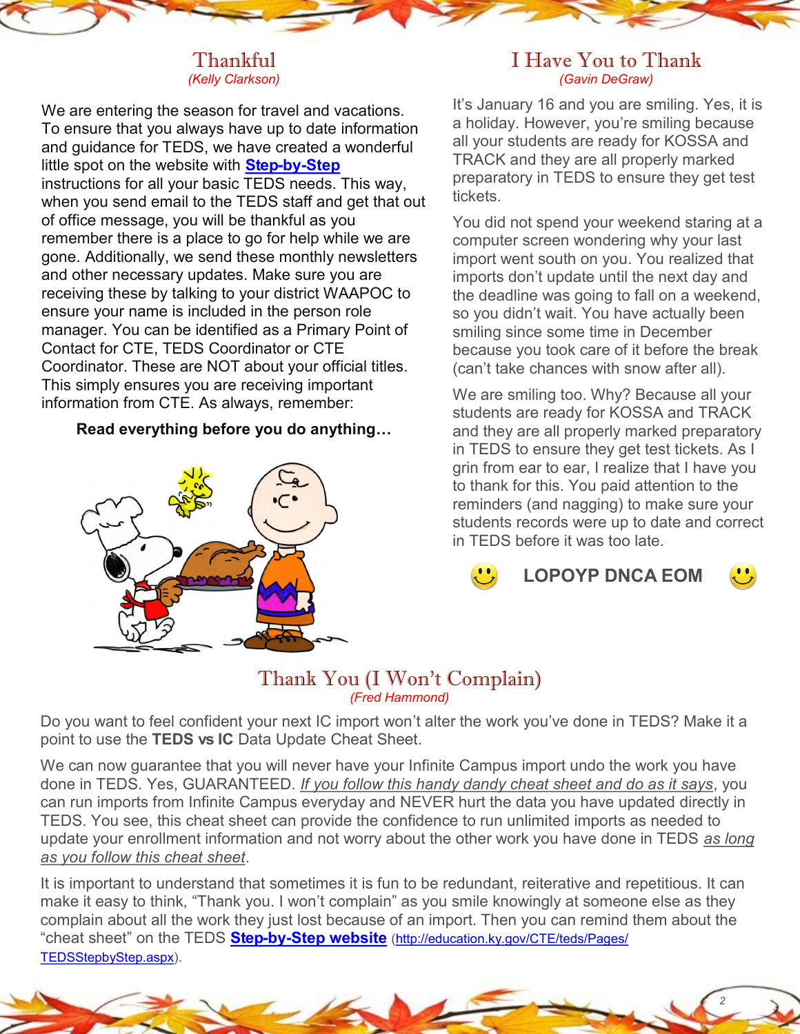## Thankful

*(Kelly Clarkson)*

We are entering the season for travel and vacations. To ensure that you always have up to date information and guidance for TEDS, we have created a wonderful little spot on the website with **Step-by-Step** instructions for all your basic TEDS needs. This way, when you send email to the TEDS staff and get that out of office message, you will be thankful as you remember there is a place to go for help while we are gone. Additionally, we send these monthly newsletters and other necessary updates. Make sure you are receiving these by talking to your district WAAPOC to ensure your name is included in the person role manager. You can be identified as a Primary Point of Contact for CTE, TEDS Coordinator or CTE Coordinator. These are NOT about your official titles. This simply ensures you are receiving important information from CTE. As always, remember:

**Read everything before you do anything…**

## I Have You to Thank

*(Gavin DeGraw)*

It's January 16 and you are smiling. Yes, it is a holiday. However, you're smiling because all your students are ready for KOSSA and TRACK and they are all properly marked preparatory in TEDS to ensure they get test tickets.

You did not spend your weekend staring at a computer screen wondering why your last import went south on you. You realized that imports don't update until the next day and the deadline was going to fall on a weekend, so you didn't wait. You have actually been smiling since some time in December because you took care of it before the break (can't take chances with snow after all).

We are smiling too. Why? Because all your students are ready for KOSSA and TRACK and they are all properly marked preparatory in TEDS to ensure they get test tickets. As I grin from ear to ear, I realize that I have you to thank for this. You paid attention to the reminders (and nagging) to make sure your students records were up to date and correct in TEDS before it was too late.

**LOPOYP DNCA EOM**

## Thank You (I Won't Complain)

*(Fred Hammond)*

Do you want to feel confident your next IC import won't alter the work you've done in TEDS? Make it a point to use the **TEDS vs IC** Data Update Cheat Sheet.

We can now guarantee that you will never have your Infinite Campus import undo the work you have done in TEDS. Yes, GUARANTEED. *If you follow this handy dandy cheat sheet and do as it says*, you can run imports from Infinite Campus everyday and NEVER hurt the data you have updated directly in TEDS. You see, this cheat sheet can provide the confidence to run unlimited imports as needed to update your enrollment information and not worry about the other work you have done in TEDS *as long as you follow this cheat sheet*.

It is important to understand that sometimes it is fun to be redundant, reiterative and repetitious. It can make it easy to think, "Thank you. I won't complain" as you smile knowingly at someone else as they complain about all the work they just lost because of an import. Then you can remind them about the "cheat sheet" on the TEDS **Step-by-Step website** (http://education.ky.gov/CTE/teds/Pages/TEDSStepbyStep.aspx).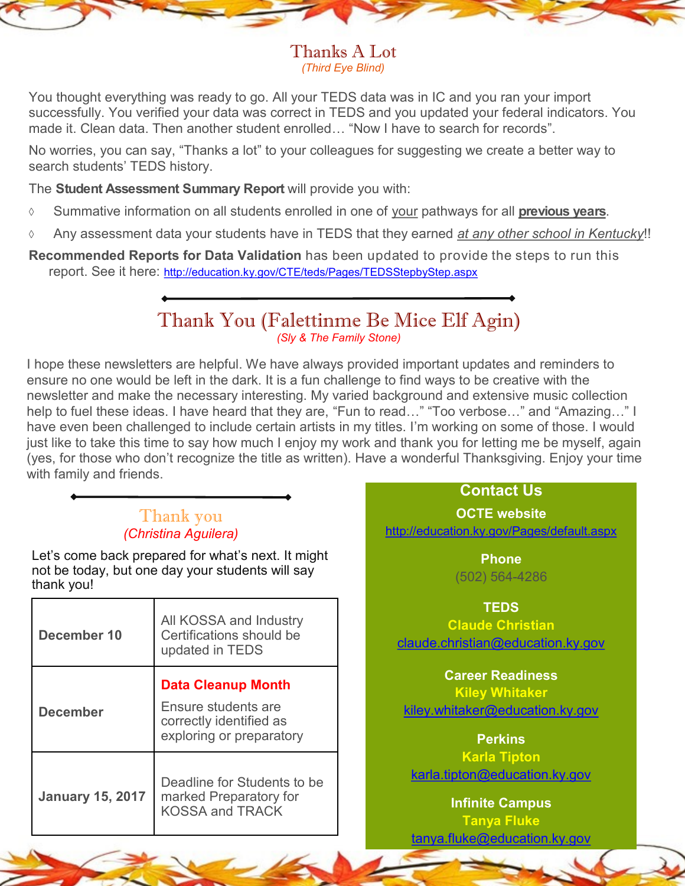## Thanks A Lot

*(Third Eye Blind)*

You thought everything was ready to go. All your TEDS data was in IC and you ran your import successfully. You verified your data was correct in TEDS and you updated your federal indicators. You made it. Clean data. Then another student enrolled… "Now I have to search for records".

No worries, you can say, "Thanks a lot" to your colleagues for suggesting we create a better way to search students' TEDS history.

The **Student Assessment Summary Report** will provide you with:

- Summative information on all students enrolled in one of your pathways for all **previous years**.
- Any assessment data your students have in TEDS that they earned *at any other school in Kentucky*!!

**Recommended Reports for Data Validation** has been updated to provide the steps to run this report. See it here: http://education.ky.gov/CTE/teds/Pages/TEDSStepbyStep.aspx

## Thank You (Falettinme Be Mice Elf Agin)

*(Sly & The Family Stone)*

I hope these newsletters are helpful. We have always provided important updates and reminders to ensure no one would be left in the dark. It is a fun challenge to find ways to be creative with the newsletter and make the necessary interesting. My varied background and extensive music collection help to fuel these ideas. I have heard that they are, "Fun to read…" "Too verbose…" and "Amazing…" I have even been challenged to include certain artists in my titles. I'm working on some of those. I would just like to take this time to say how much I enjoy my work and thank you for letting me be myself, again (yes, for those who don't recognize the title as written). Have a wonderful Thanksgiving. Enjoy your time with family and friends.

## Thank you

*(Christina Aguilera)*

Let's come back prepared for what's next. It might not be today, but one day your students will say thank you!

| | |
|---|---|
| **December 10** | All KOSSA and Industry Certifications should be updated in TEDS |
| **December** | **Data Cleanup Month** Ensure students are correctly identified as exploring or preparatory |
| **January 15, 2017** | Deadline for Students to be marked Preparatory for KOSSA and TRACK |

**Contact Us**

**OCTE website**
http://education.ky.gov/Pages/default.aspx

**Phone**
(502) 564-4286

**TEDS**
**Claude Christian**
claude.christian@education.ky.gov

**Career Readiness**
**Kiley Whitaker**
kiley.whitaker@education.ky.gov

**Perkins**
**Karla Tipton**
karla.tipton@education.ky.gov

**Infinite Campus**
**Tanya Fluke**
tanya.fluke@education.ky.gov